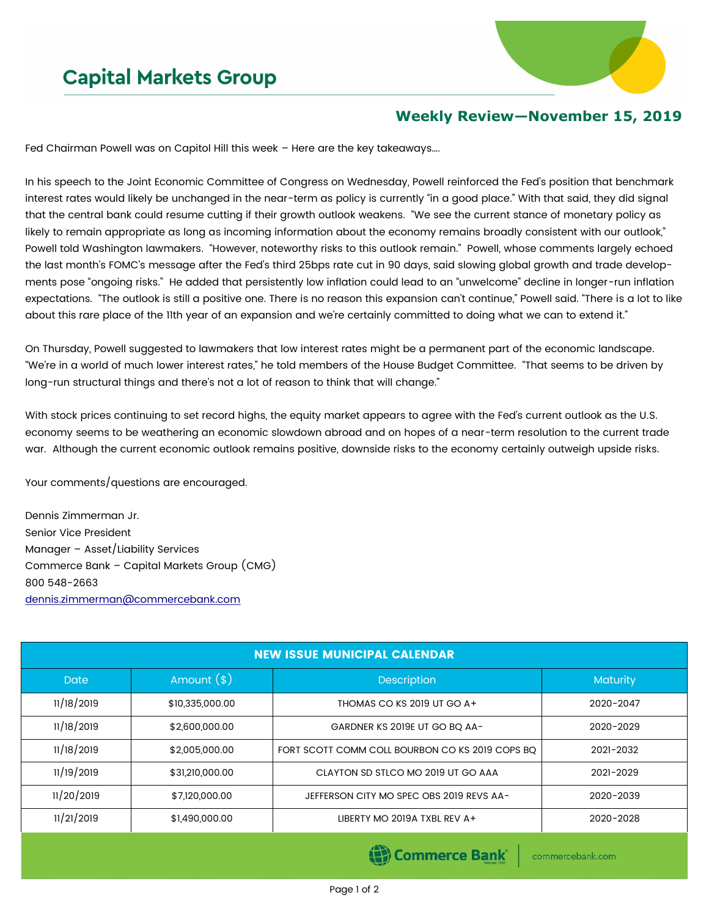# Capital Markets Group

## Weekly Review—November 15, 2019

Fed Chairman Powell was on Capitol Hill this week – Here are the key takeaways….

In his speech to the Joint Economic Committee of Congress on Wednesday, Powell reinforced the Fed's position that benchmark interest rates would likely be unchanged in the near-term as policy is currently "in a good place." With that said, they did signal that the central bank could resume cutting if their growth outlook weakens. "We see the current stance of monetary policy as likely to remain appropriate as long as incoming information about the economy remains broadly consistent with our outlook," Powell told Washington lawmakers. "However, noteworthy risks to this outlook remain." Powell, whose comments largely echoed the last month's FOMC's message after the Fed's third 25bps rate cut in 90 days, said slowing global growth and trade developments pose "ongoing risks." He added that persistently low inflation could lead to an "unwelcome" decline in longer-run inflation expectations. "The outlook is still a positive one. There is no reason this expansion can't continue," Powell said. "There is a lot to like about this rare place of the 11th year of an expansion and we're certainly committed to doing what we can to extend it."

On Thursday, Powell suggested to lawmakers that low interest rates might be a permanent part of the economic landscape. "We're in a world of much lower interest rates," he told members of the House Budget Committee. "That seems to be driven by long-run structural things and there's not a lot of reason to think that will change."

With stock prices continuing to set record highs, the equity market appears to agree with the Fed's current outlook as the U.S. economy seems to be weathering an economic slowdown abroad and on hopes of a near-term resolution to the current trade war. Although the current economic outlook remains positive, downside risks to the economy certainly outweigh upside risks.

Your comments/questions are encouraged.

Dennis Zimmerman Jr.
Senior Vice President
Manager – Asset/Liability Services
Commerce Bank – Capital Markets Group (CMG)
800 548-2663
dennis.zimmerman@commercebank.com

| NEW ISSUE MUNICIPAL CALENDAR | | | |
|---|---|---|---|
| Date | Amount ($) | Description | Maturity |
| 11/18/2019 | $10,335,000.00 | THOMAS CO KS 2019 UT GO A+ | 2020-2047 |
| 11/18/2019 | $2,600,000.00 | GARDNER KS 2019E UT GO BQ AA- | 2020-2029 |
| 11/18/2019 | $2,005,000.00 | FORT SCOTT COMM COLL BOURBON CO KS 2019 COPS BQ | 2021-2032 |
| 11/19/2019 | $31,210,000.00 | CLAYTON SD STLCO MO 2019 UT GO AAA | 2021-2029 |
| 11/20/2019 | $7,120,000.00 | JEFFERSON CITY MO SPEC OBS 2019 REVS AA- | 2020-2039 |
| 11/21/2019 | $1,490,000.00 | LIBERTY MO 2019A TXBL REV A+ | 2020-2028 |

Commerce Bank | commercebank.com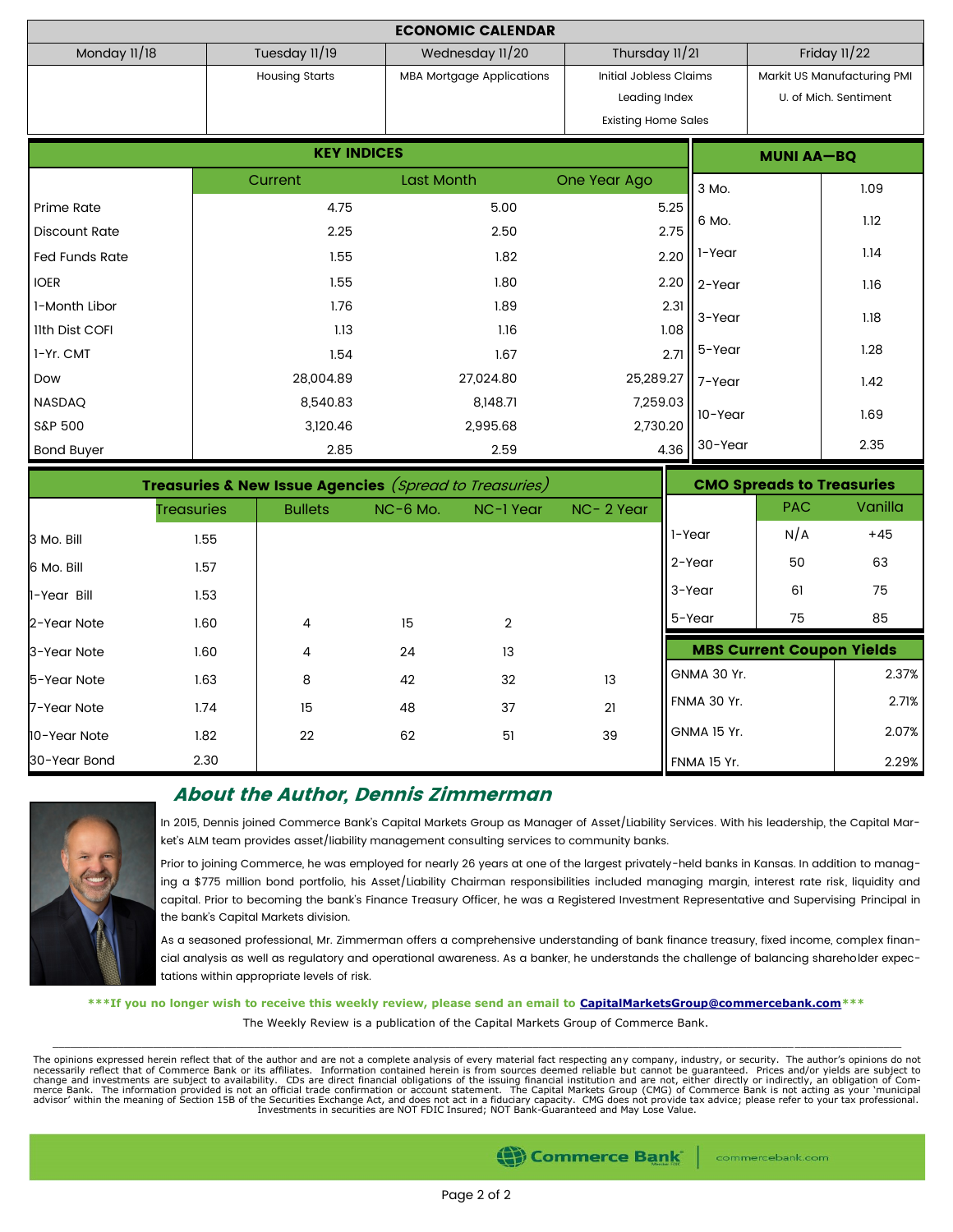## ECONOMIC CALENDAR

| Monday 11/18 | Tuesday 11/19 | Wednesday 11/20 | Thursday 11/21 | Friday 11/22 |
|---|---|---|---|---|
| | Housing Starts | MBA Mortgage Applications | Initial Jobless Claims | Markit US Manufacturing PMI |
| | | | Leading Index | U. of Mich. Sentiment |
| | | | Existing Home Sales | |

## KEY INDICES

| | Current | Last Month | One Year Ago |
|---|---|---|---|
| Prime Rate | 4.75 | 5.00 | 5.25 |
| Discount Rate | 2.25 | 2.50 | 2.75 |
| Fed Funds Rate | 1.55 | 1.82 | 2.20 |
| IOER | 1.55 | 1.80 | 2.20 |
| 1-Month Libor | 1.76 | 1.89 | 2.31 |
| 11th Dist COFI | 1.13 | 1.16 | 1.08 |
| 1-Yr. CMT | 1.54 | 1.67 | 2.71 |
| Dow | 28,004.89 | 27,024.80 | 25,289.27 |
| NASDAQ | 8,540.83 | 8,148.71 | 7,259.03 |
| S&P 500 | 3,120.46 | 2,995.68 | 2,730.20 |
| Bond Buyer | 2.85 | 2.59 | 4.36 |

## MUNI AA—BQ

| | |
|---|---|
| 3 Mo. | 1.09 |
| 6 Mo. | 1.12 |
| 1-Year | 1.14 |
| 2-Year | 1.16 |
| 3-Year | 1.18 |
| 5-Year | 1.28 |
| 7-Year | 1.42 |
| 10-Year | 1.69 |
| 30-Year | 2.35 |

## Treasuries & New Issue Agencies *(Spread to Treasuries)*

| | Treasuries | Bullets | NC-6 Mo. | NC-1 Year | NC- 2 Year |
|---|---|---|---|---|---|
| 3 Mo. Bill | 1.55 | | | | |
| 6 Mo. Bill | 1.57 | | | | |
| 1-Year Bill | 1.53 | | | | |
| 2-Year Note | 1.60 | 4 | 15 | 2 | |
| 3-Year Note | 1.60 | 4 | 24 | 13 | |
| 5-Year Note | 1.63 | 8 | 42 | 32 | 13 |
| 7-Year Note | 1.74 | 15 | 48 | 37 | 21 |
| 10-Year Note | 1.82 | 22 | 62 | 51 | 39 |
| 30-Year Bond | 2.30 | | | | |

## CMO Spreads to Treasuries

| | PAC | Vanilla |
|---|---|---|
| 1-Year | N/A | +45 |
| 2-Year | 50 | 63 |
| 3-Year | 61 | 75 |
| 5-Year | 75 | 85 |

## MBS Current Coupon Yields

| | |
|---|---|
| GNMA 30 Yr. | 2.37% |
| FNMA 30 Yr. | 2.71% |
| GNMA 15 Yr. | 2.07% |
| FNMA 15 Yr. | 2.29% |

## *About the Author, Dennis Zimmerman*

In 2015, Dennis joined Commerce Bank's Capital Markets Group as Manager of Asset/Liability Services. With his leadership, the Capital Market's ALM team provides asset/liability management consulting services to community banks.

Prior to joining Commerce, he was employed for nearly 26 years at one of the largest privately-held banks in Kansas. In addition to managing a $775 million bond portfolio, his Asset/Liability Chairman responsibilities included managing margin, interest rate risk, liquidity and capital. Prior to becoming the bank's Finance Treasury Officer, he was a Registered Investment Representative and Supervising Principal in the bank's Capital Markets division.

As a seasoned professional, Mr. Zimmerman offers a comprehensive understanding of bank finance treasury, fixed income, complex financial analysis as well as regulatory and operational awareness. As a banker, he understands the challenge of balancing shareholder expectations within appropriate levels of risk.

**\*\*\*If you no longer wish to receive this weekly review, please send an email to CapitalMarketsGroup@commercebank.com\*\*\***

The Weekly Review is a publication of the Capital Markets Group of Commerce Bank.

The opinions expressed herein reflect that of the author and are not a complete analysis of every material fact respecting any company, industry, or security. The author's opinions do not necessarily reflect that of Commerce Bank or its affiliates. Information contained herein is from sources deemed reliable but cannot be guaranteed. Prices and/or yields are subject to change and investments are subject to availability. CDs are direct financial obligations of the issuing financial institution and are not, either directly or indirectly, an obligation of Commerce Bank. The information provided is not an official trade confirmation or account statement. The Capital Markets Group (CMG) of Commerce Bank is not acting as your 'municipal advisor' within the meaning of Section 15B of the Securities Exchange Act, and does not act in a fiduciary capacity. CMG does not provide tax advice; please refer to your tax professional. Investments in securities are NOT FDIC Insured; NOT Bank-Guaranteed and May Lose Value.

Commerce Bank | commercebank.com